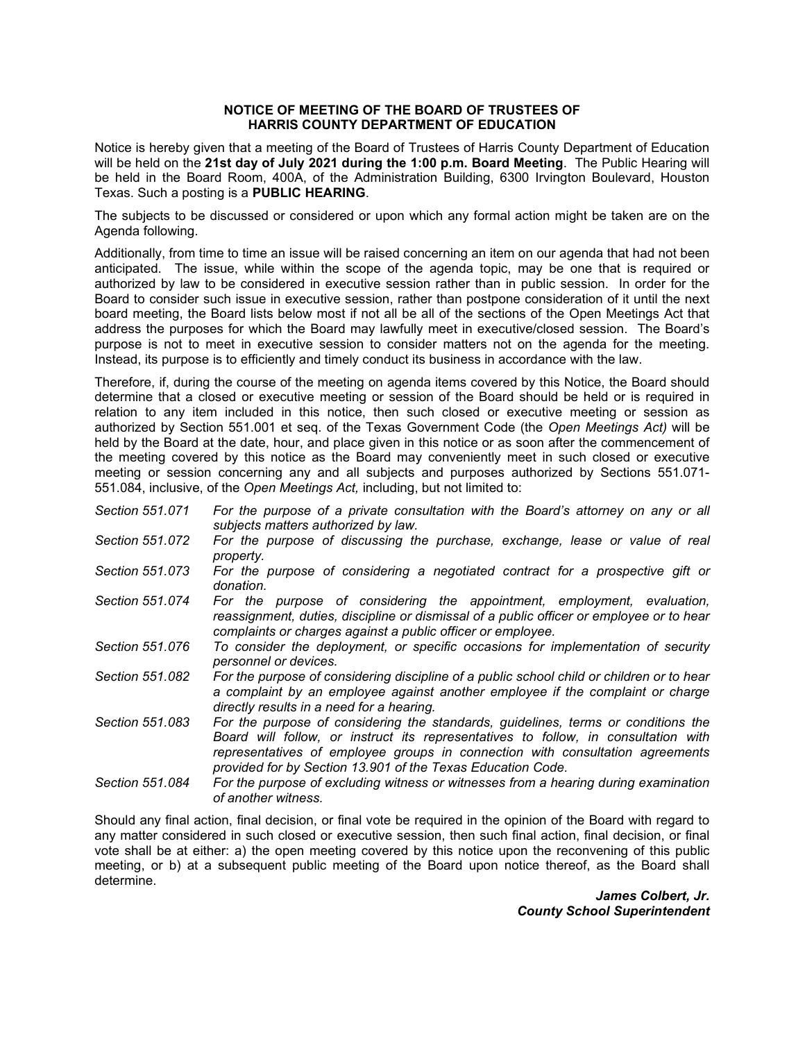**NOTICE OF MEETING OF THE BOARD OF TRUSTEES OF HARRIS COUNTY DEPARTMENT OF EDUCATION**

Notice is hereby given that a meeting of the Board of Trustees of Harris County Department of Education will be held on the **21st day of July 2021 during the 1:00 p.m. Board Meeting**. The Public Hearing will be held in the Board Room, 400A, of the Administration Building, 6300 Irvington Boulevard, Houston Texas. Such a posting is a **PUBLIC HEARING**.

The subjects to be discussed or considered or upon which any formal action might be taken are on the Agenda following.

Additionally, from time to time an issue will be raised concerning an item on our agenda that had not been anticipated. The issue, while within the scope of the agenda topic, may be one that is required or authorized by law to be considered in executive session rather than in public session. In order for the Board to consider such issue in executive session, rather than postpone consideration of it until the next board meeting, the Board lists below most if not all be all of the sections of the Open Meetings Act that address the purposes for which the Board may lawfully meet in executive/closed session. The Board's purpose is not to meet in executive session to consider matters not on the agenda for the meeting. Instead, its purpose is to efficiently and timely conduct its business in accordance with the law.

Therefore, if, during the course of the meeting on agenda items covered by this Notice, the Board should determine that a closed or executive meeting or session of the Board should be held or is required in relation to any item included in this notice, then such closed or executive meeting or session as authorized by Section 551.001 et seq. of the Texas Government Code (the *Open Meetings Act)* will be held by the Board at the date, hour, and place given in this notice or as soon after the commencement of the meeting covered by this notice as the Board may conveniently meet in such closed or executive meeting or session concerning any and all subjects and purposes authorized by Sections 551.071-551.084, inclusive, of the *Open Meetings Act,* including, but not limited to:

| | |
|---|---|
| *Section 551.071* | *For the purpose of a private consultation with the Board's attorney on any or all subjects matters authorized by law.* |
| *Section 551.072* | *For the purpose of discussing the purchase, exchange, lease or value of real property.* |
| *Section 551.073* | *For the purpose of considering a negotiated contract for a prospective gift or donation.* |
| *Section 551.074* | *For the purpose of considering the appointment, employment, evaluation, reassignment, duties, discipline or dismissal of a public officer or employee or to hear complaints or charges against a public officer or employee.* |
| *Section 551.076* | *To consider the deployment, or specific occasions for implementation of security personnel or devices.* |
| *Section 551.082* | *For the purpose of considering discipline of a public school child or children or to hear a complaint by an employee against another employee if the complaint or charge directly results in a need for a hearing.* |
| *Section 551.083* | *For the purpose of considering the standards, guidelines, terms or conditions the Board will follow, or instruct its representatives to follow, in consultation with representatives of employee groups in connection with consultation agreements provided for by Section 13.901 of the Texas Education Code.* |
| *Section 551.084* | *For the purpose of excluding witness or witnesses from a hearing during examination of another witness.* |

Should any final action, final decision, or final vote be required in the opinion of the Board with regard to any matter considered in such closed or executive session, then such final action, final decision, or final vote shall be at either: a) the open meeting covered by this notice upon the reconvening of this public meeting, or b) at a subsequent public meeting of the Board upon notice thereof, as the Board shall determine.

***James Colbert, Jr.***
***County School Superintendent***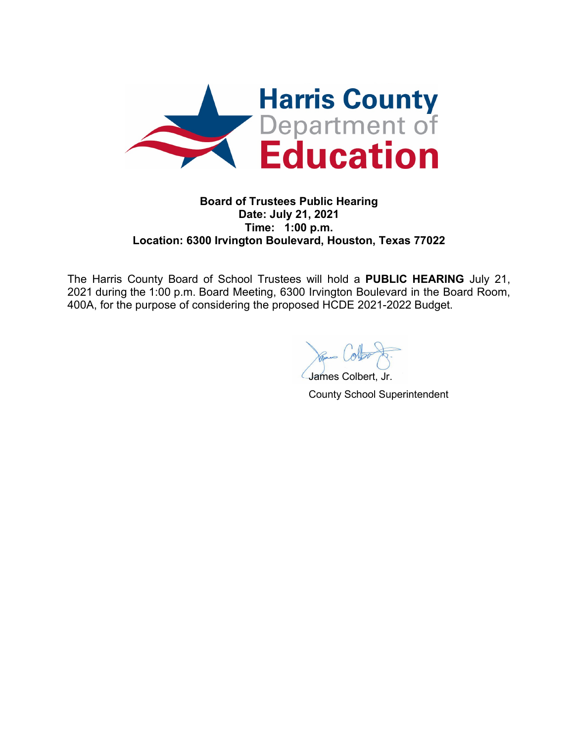Harris County
Department of
Education

**Board of Trustees Public Hearing**
**Date: July 21, 2021**
**Time: 1:00 p.m.**
**Location: 6300 Irvington Boulevard, Houston, Texas 77022**

The Harris County Board of School Trustees will hold a **PUBLIC HEARING** July 21, 2021 during the 1:00 p.m. Board Meeting, 6300 Irvington Boulevard in the Board Room, 400A, for the purpose of considering the proposed HCDE 2021-2022 Budget.

James Colbert, Jr.
County School Superintendent